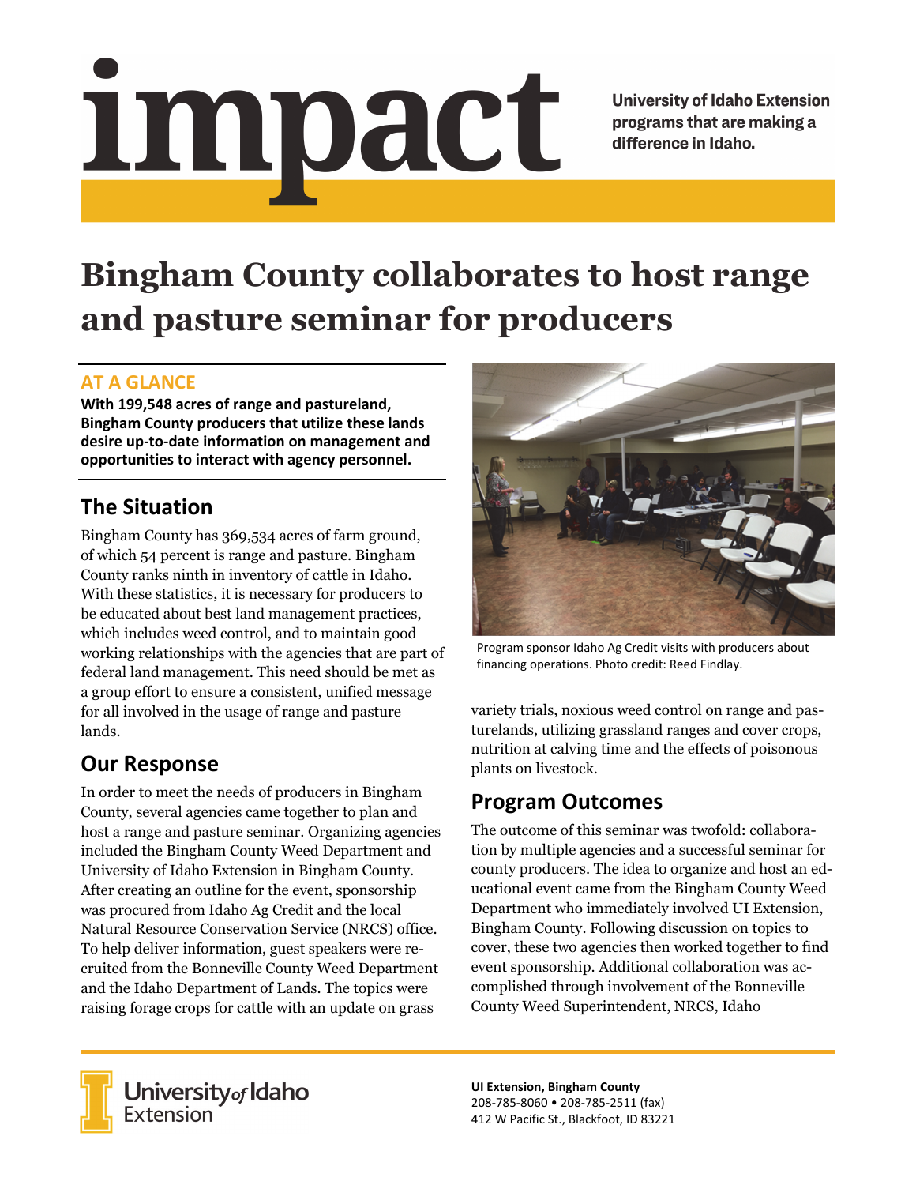# impact

University of Idaho Extension programs that are making a difference in Idaho.

# Bingham County collaborates to host range and pasture seminar for producers

### AT A GLANCE

**With 199,548 acres of range and pastureland, Bingham County producers that utilize these lands desire up-to-date information on management and opportunities to interact with agency personnel.**

## The Situation

Bingham County has 369,534 acres of farm ground, of which 54 percent is range and pasture. Bingham County ranks ninth in inventory of cattle in Idaho. With these statistics, it is necessary for producers to be educated about best land management practices, which includes weed control, and to maintain good working relationships with the agencies that are part of federal land management. This need should be met as a group effort to ensure a consistent, unified message for all involved in the usage of range and pasture lands.

## Our Response

In order to meet the needs of producers in Bingham County, several agencies came together to plan and host a range and pasture seminar. Organizing agencies included the Bingham County Weed Department and University of Idaho Extension in Bingham County. After creating an outline for the event, sponsorship was procured from Idaho Ag Credit and the local Natural Resource Conservation Service (NRCS) office. To help deliver information, guest speakers were recruited from the Bonneville County Weed Department and the Idaho Department of Lands. The topics were raising forage crops for cattle with an update on grass variety trials, noxious weed control on range and pasturelands, utilizing grassland ranges and cover crops, nutrition at calving time and the effects of poisonous plants on livestock.

Program sponsor Idaho Ag Credit visits with producers about financing operations. Photo credit: Reed Findlay.

## Program Outcomes

The outcome of this seminar was twofold: collaboration by multiple agencies and a successful seminar for county producers. The idea to organize and host an educational event came from the Bingham County Weed Department who immediately involved UI Extension, Bingham County. Following discussion on topics to cover, these two agencies then worked together to find event sponsorship. Additional collaboration was accomplished through involvement of the Bonneville County Weed Superintendent, NRCS, Idaho

University of Idaho Extension

**UI Extension, Bingham County**
208-785-8060 • 208-785-2511 (fax)
412 W Pacific St., Blackfoot, ID 83221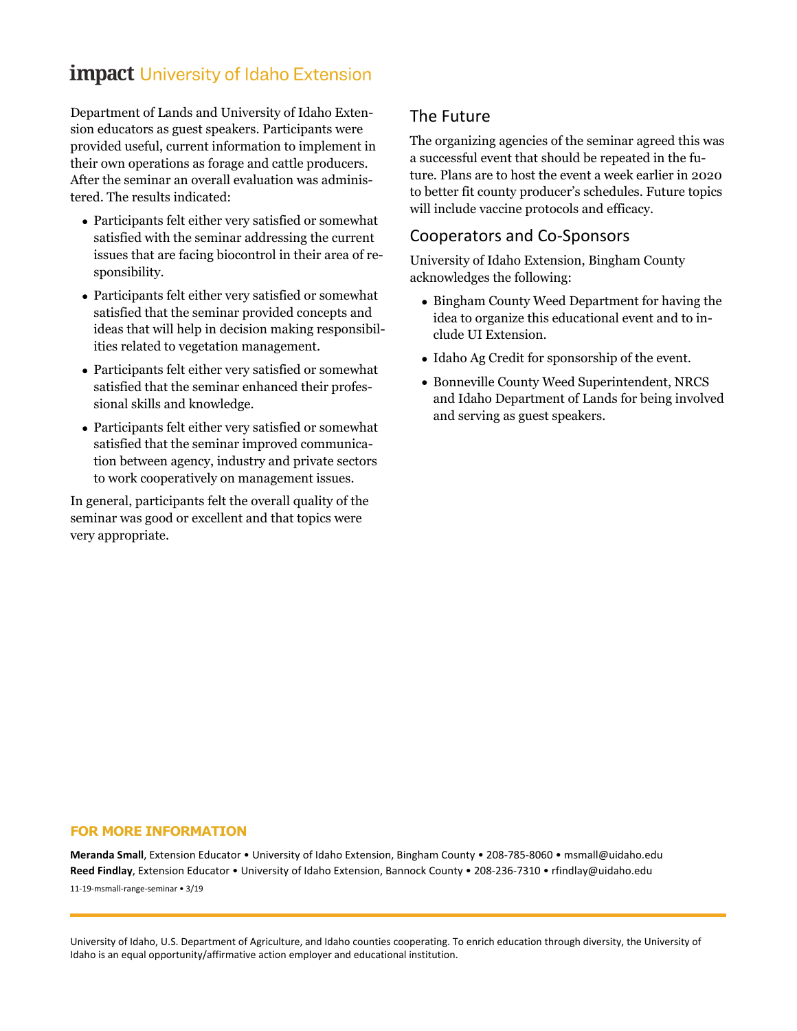Department of Lands and University of Idaho Extension educators as guest speakers. Participants were provided useful, current information to implement in their own operations as forage and cattle producers. After the seminar an overall evaluation was administered. The results indicated:

- Participants felt either very satisfied or somewhat satisfied with the seminar addressing the current issues that are facing biocontrol in their area of responsibility.
- Participants felt either very satisfied or somewhat satisfied that the seminar provided concepts and ideas that will help in decision making responsibilities related to vegetation management.
- Participants felt either very satisfied or somewhat satisfied that the seminar enhanced their professional skills and knowledge.
- Participants felt either very satisfied or somewhat satisfied that the seminar improved communication between agency, industry and private sectors to work cooperatively on management issues.

In general, participants felt the overall quality of the seminar was good or excellent and that topics were very appropriate.

## The Future

The organizing agencies of the seminar agreed this was a successful event that should be repeated in the future. Plans are to host the event a week earlier in 2020 to better fit county producer's schedules. Future topics will include vaccine protocols and efficacy.

## Cooperators and Co-Sponsors

University of Idaho Extension, Bingham County acknowledges the following:

- Bingham County Weed Department for having the idea to organize this educational event and to include UI Extension.
- Idaho Ag Credit for sponsorship of the event.
- Bonneville County Weed Superintendent, NRCS and Idaho Department of Lands for being involved and serving as guest speakers.

### FOR MORE INFORMATION

**Meranda Small**, Extension Educator • University of Idaho Extension, Bingham County • 208-785-8060 • msmall@uidaho.edu
**Reed Findlay**, Extension Educator • University of Idaho Extension, Bannock County • 208-236-7310 • rfindlay@uidaho.edu

11-19-msmall-range-seminar • 3/19

University of Idaho, U.S. Department of Agriculture, and Idaho counties cooperating. To enrich education through diversity, the University of Idaho is an equal opportunity/affirmative action employer and educational institution.